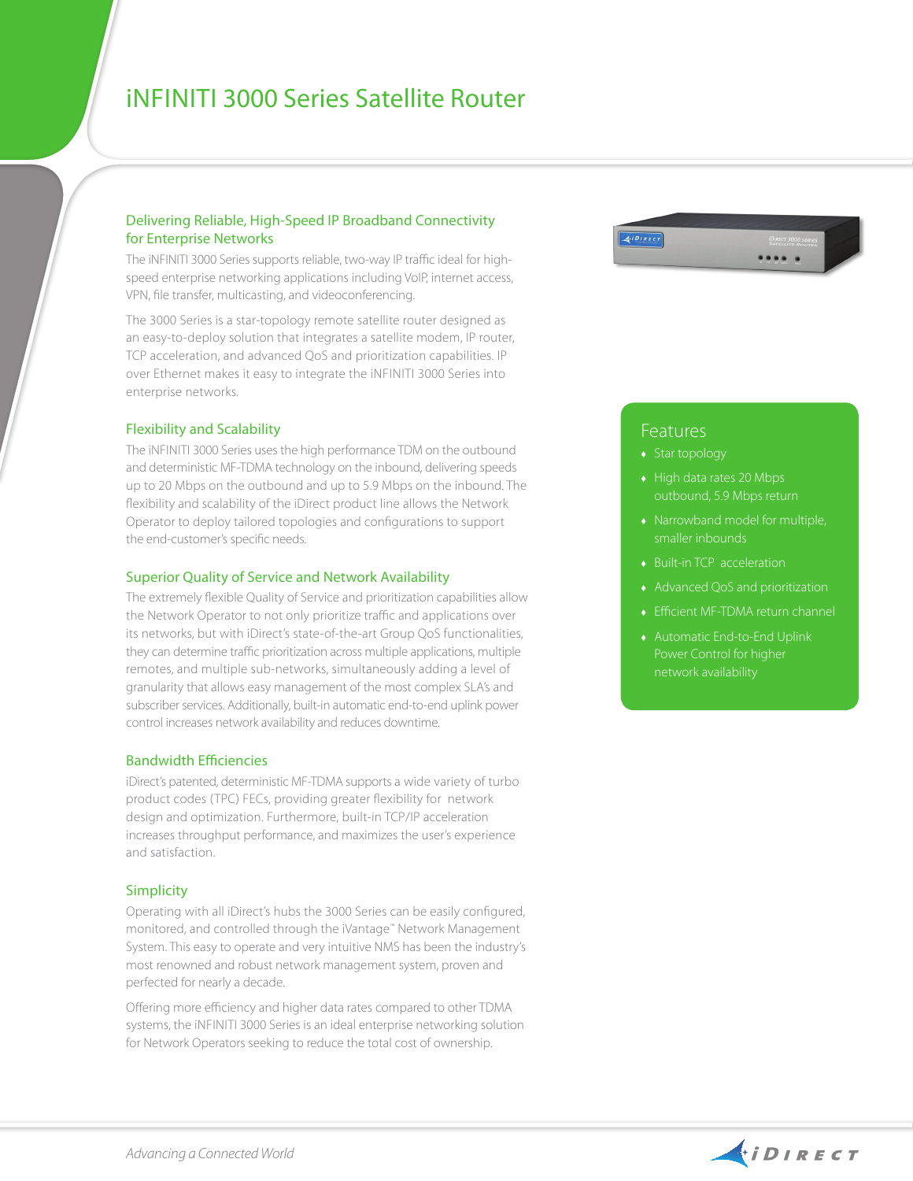# iNFINITI 3000 Series Satellite Router

## Delivering Reliable, High-Speed IP Broadband Connectivity for Enterprise Networks

The iNFINITI 3000 Series supports reliable, two-way IP traffic ideal for high-speed enterprise networking applications including VoIP, internet access, VPN, file transfer, multicasting, and videoconferencing.

The 3000 Series is a star-topology remote satellite router designed as an easy-to-deploy solution that integrates a satellite modem, IP router, TCP acceleration, and advanced QoS and prioritization capabilities. IP over Ethernet makes it easy to integrate the iNFINITI 3000 Series into enterprise networks.

## Flexibility and Scalability

The iNFINITI 3000 Series uses the high performance TDM on the outbound and deterministic MF-TDMA technology on the inbound, delivering speeds up to 20 Mbps on the outbound and up to 5.9 Mbps on the inbound. The flexibility and scalability of the iDirect product line allows the Network Operator to deploy tailored topologies and configurations to support the end-customer's specific needs.

## Superior Quality of Service and Network Availability

The extremely flexible Quality of Service and prioritization capabilities allow the Network Operator to not only prioritize traffic and applications over its networks, but with iDirect's state-of-the-art Group QoS functionalities, they can determine traffic prioritization across multiple applications, multiple remotes, and multiple sub-networks, simultaneously adding a level of granularity that allows easy management of the most complex SLA's and subscriber services. Additionally, built-in automatic end-to-end uplink power control increases network availability and reduces downtime.

## Bandwidth Efficiencies

iDirect's patented, deterministic MF-TDMA supports a wide variety of turbo product codes (TPC) FECs, providing greater flexibility for network design and optimization. Furthermore, built-in TCP/IP acceleration increases throughput performance, and maximizes the user's experience and satisfaction.

## Simplicity

Operating with all iDirect's hubs the 3000 Series can be easily configured, monitored, and controlled through the iVantage™ Network Management System. This easy to operate and very intuitive NMS has been the industry's most renowned and robust network management system, proven and perfected for nearly a decade.

Offering more efficiency and higher data rates compared to other TDMA systems, the iNFINITI 3000 Series is an ideal enterprise networking solution for Network Operators seeking to reduce the total cost of ownership.

## Features

- Star topology
- High data rates 20 Mbps outbound, 5.9 Mbps return
- Narrowband model for multiple, smaller inbounds
- Built-in TCP acceleration
- Advanced QoS and prioritization
- Efficient MF-TDMA return channel
- Automatic End-to-End Uplink Power Control for higher network availability

*Advancing a Connected World*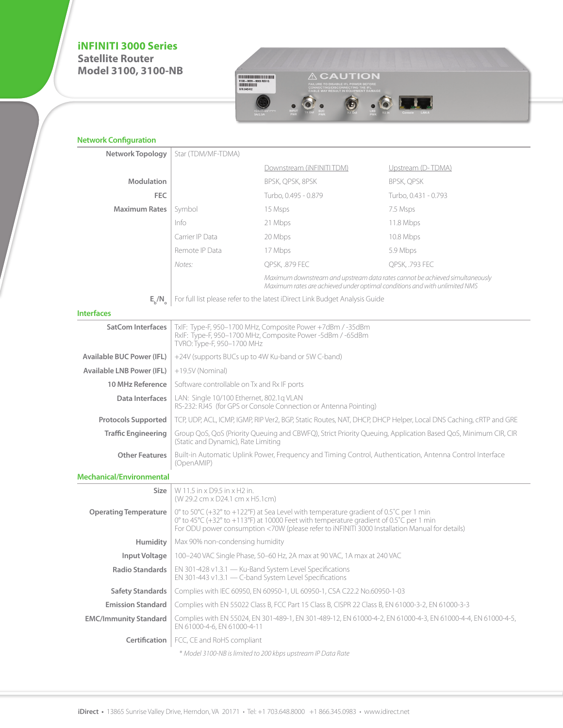# iNFINITI 3000 Series

## Satellite Router
## Model 3100, 3100-NB

### Network Configuration

| | | | |
|---|---|---|---|
| **Network Topology** | Star (TDM/MF-TDMA) | | |
| | | Downstream (iNFINITI TDM) | Upstream (D-TDMA) |
| **Modulation** | | BPSK, QPSK, 8PSK | BPSK, QPSK |
| **FEC** | | Turbo, 0.495 - 0.879 | Turbo, 0.431 - 0.793 |
| **Maximum Rates** | Symbol | 15 Msps | 7.5 Msps |
| | Info | 21 Mbps | 11.8 Mbps |
| | Carrier IP Data | 20 Mbps | 10.8 Mbps |
| | Remote IP Data | 17 Mbps | 5.9 Mbps |
| | *Notes:* | QPSK, .879 FEC | QPSK, .793 FEC |
| | | *Maximum downstream and upstream data rates cannot be achieved simultaneously* *Maximum rates are achieved under optimal conditions and with unlimited NMS* | |
| **$E_b/N_o$** | For full list please refer to the latest iDirect Link Budget Analysis Guide | | |

### Interfaces

| | |
|---|---|
| **SatCom Interfaces** | TxIF: Type-F, 950–1700 MHz, Composite Power +7dBm / -35dBm<br>RxIF: Type-F, 950–1700 MHz, Composite Power -5dBm / -65dBm<br>TVRO: Type-F, 950–1700 MHz |
| **Available BUC Power (IFL)** | +24V (supports BUCs up to 4W Ku-band or 5W C-band) |
| **Available LNB Power (IFL)** | +19.5V (Nominal) |
| **10 MHz Reference** | Software controllable on Tx and Rx IF ports |
| **Data Interfaces** | LAN: Single 10/100 Ethernet, 802.1q VLAN<br>RS-232: RJ45 (for GPS or Console Connection or Antenna Pointing) |
| **Protocols Supported** | TCP, UDP, ACL, ICMP, IGMP, RIP Ver2, BGP, Static Routes, NAT, DHCP, DHCP Helper, Local DNS Caching, cRTP and GRE |
| **Traffic Engineering** | Group QoS, QoS (Priority Queuing and CBWFQ), Strict Priority Queuing, Application Based QoS, Minimum CIR, CIR (Static and Dynamic), Rate Limiting |
| **Other Features** | Built-in Automatic Uplink Power, Frequency and Timing Control, Authentication, Antenna Control Interface (OpenAMIP) |

### Mechanical/Environmental

| | |
|---|---|
| **Size** | W 11.5 in x D9.5 in x H2 in.<br>(W 29.2 cm x D24.1 cm x H5.1cm) |
| **Operating Temperature** | 0° to 50°C (+32° to +122°F) at Sea Level with temperature gradient of 0.5˚C per 1 min<br>0° to 45°C (+32° to +113°F) at 10000 Feet with temperature gradient of 0.5˚C per 1 min<br>For ODU power consumption <70W (please refer to iNFINITI 3000 Installation Manual for details) |
| **Humidity** | Max 90% non-condensing humidity |
| **Input Voltage** | 100–240 VAC Single Phase, 50–60 Hz, 2A max at 90 VAC, 1A max at 240 VAC |
| **Radio Standards** | EN 301-428 v1.3.1 — Ku-Band System Level Specifications<br>EN 301-443 v1.3.1 — C-band System Level Specifications |
| **Safety Standards** | Complies with IEC 60950, EN 60950-1, UL 60950-1, CSA C22.2 No.60950-1-03 |
| **Emission Standard** | Complies with EN 55022 Class B, FCC Part 15 Class B, CISPR 22 Class B, EN 61000-3-2, EN 61000-3-3 |
| **EMC/Immunity Standard** | Complies with EN 55024, EN 301-489-1, EN 301-489-12, EN 61000-4-2, EN 61000-4-3, EN 61000-4-4, EN 61000-4-5, EN 61000-4-6, EN 61000-4-11 |
| **Certification** | FCC, CE and RoHS compliant |

*\* Model 3100-NB is limited to 200 kbps upstream IP Data Rate*

**iDirect** • 13865 Sunrise Valley Drive, Herndon, VA 20171 • Tel: +1 703.648.8000 +1 866.345.0983 • www.idirect.net